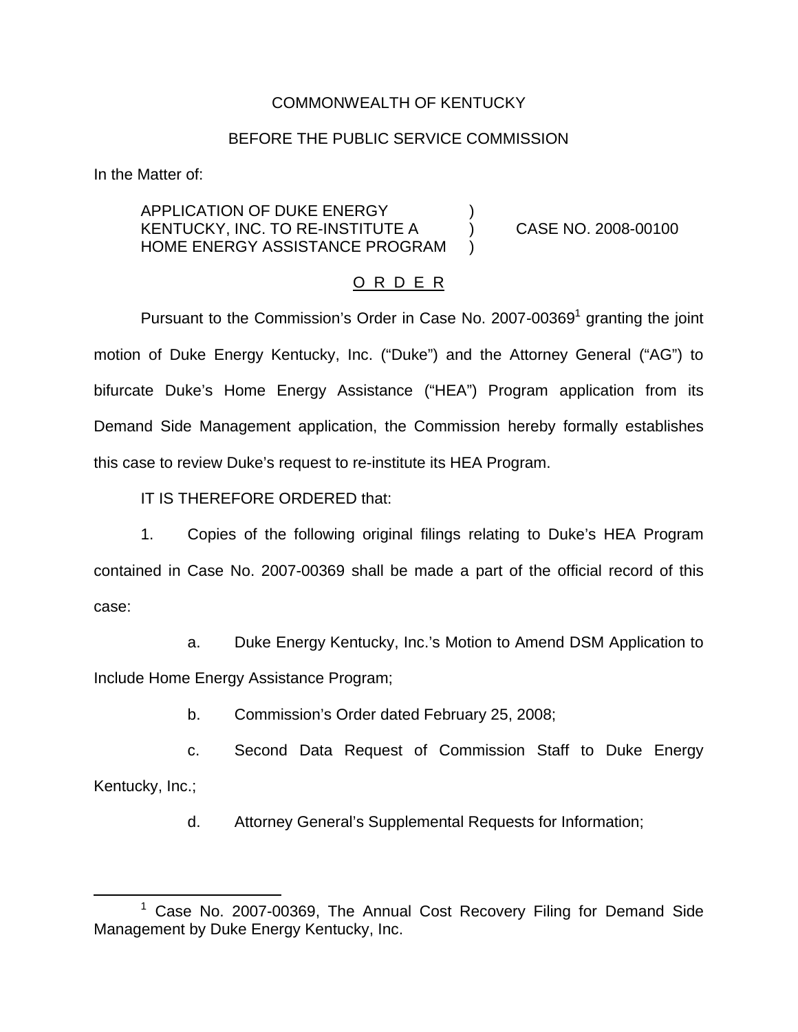COMMONWEALTH OF KENTUCKY

BEFORE THE PUBLIC SERVICE COMMISSION

In the Matter of:

APPLICATION OF DUKE ENERGY KENTUCKY, INC. TO RE-INSTITUTE A HOME ENERGY ASSISTANCE PROGRAM ) CASE NO. 2008-00100

O R D E R

Pursuant to the Commission's Order in Case No. 2007-00369[1] granting the joint motion of Duke Energy Kentucky, Inc. ("Duke") and the Attorney General ("AG") to bifurcate Duke's Home Energy Assistance ("HEA") Program application from its Demand Side Management application, the Commission hereby formally establishes this case to review Duke's request to re-institute its HEA Program.

IT IS THEREFORE ORDERED that:

1. Copies of the following original filings relating to Duke's HEA Program contained in Case No. 2007-00369 shall be made a part of the official record of this case:

   a. Duke Energy Kentucky, Inc.'s Motion to Amend DSM Application to Include Home Energy Assistance Program;

   b. Commission's Order dated February 25, 2008;

   c. Second Data Request of Commission Staff to Duke Energy Kentucky, Inc.;

   d. Attorney General's Supplemental Requests for Information;

[1] Case No. 2007-00369, The Annual Cost Recovery Filing for Demand Side Management by Duke Energy Kentucky, Inc.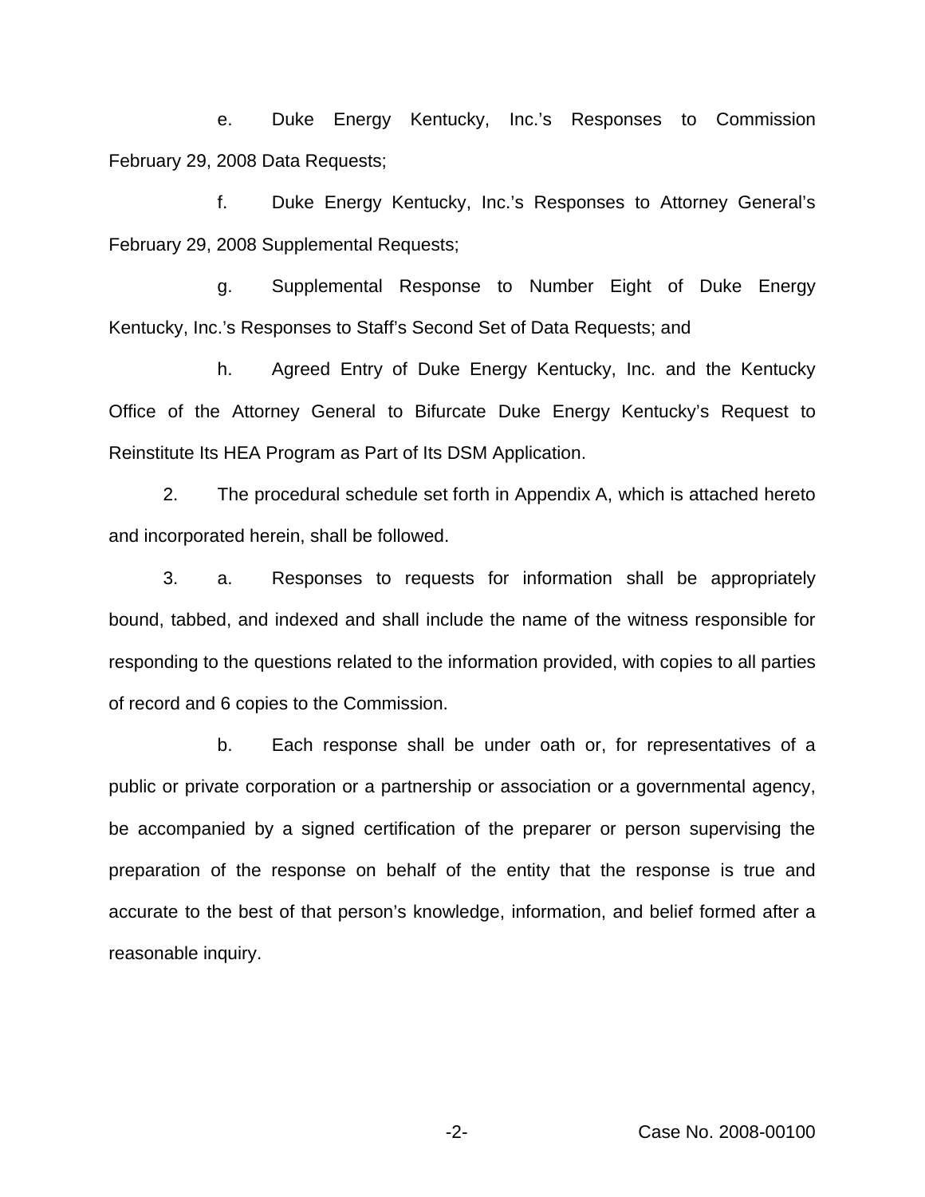e. Duke Energy Kentucky, Inc.'s Responses to Commission February 29, 2008 Data Requests;

f. Duke Energy Kentucky, Inc.'s Responses to Attorney General's February 29, 2008 Supplemental Requests;

g. Supplemental Response to Number Eight of Duke Energy Kentucky, Inc.'s Responses to Staff's Second Set of Data Requests; and

h. Agreed Entry of Duke Energy Kentucky, Inc. and the Kentucky Office of the Attorney General to Bifurcate Duke Energy Kentucky's Request to Reinstitute Its HEA Program as Part of Its DSM Application.

2. The procedural schedule set forth in Appendix A, which is attached hereto and incorporated herein, shall be followed.

3. a. Responses to requests for information shall be appropriately bound, tabbed, and indexed and shall include the name of the witness responsible for responding to the questions related to the information provided, with copies to all parties of record and 6 copies to the Commission.

b. Each response shall be under oath or, for representatives of a public or private corporation or a partnership or association or a governmental agency, be accompanied by a signed certification of the preparer or person supervising the preparation of the response on behalf of the entity that the response is true and accurate to the best of that person's knowledge, information, and belief formed after a reasonable inquiry.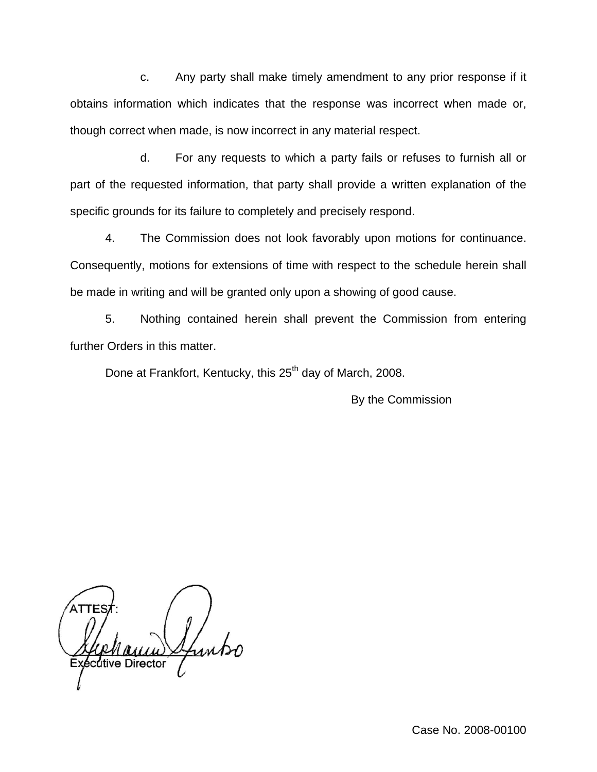c. Any party shall make timely amendment to any prior response if it obtains information which indicates that the response was incorrect when made or, though correct when made, is now incorrect in any material respect.

d. For any requests to which a party fails or refuses to furnish all or part of the requested information, that party shall provide a written explanation of the specific grounds for its failure to completely and precisely respond.

4. The Commission does not look favorably upon motions for continuance. Consequently, motions for extensions of time with respect to the schedule herein shall be made in writing and will be granted only upon a showing of good cause.

5. Nothing contained herein shall prevent the Commission from entering further Orders in this matter.

Done at Frankfort, Kentucky, this 25th day of March, 2008.

By the Commission

ATTEST:

Executive Director

Case No. 2008-00100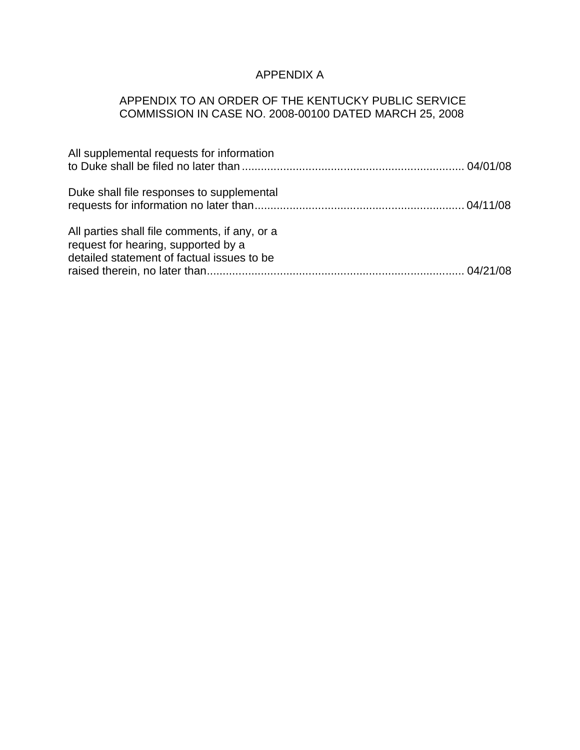# APPENDIX A

## APPENDIX TO AN ORDER OF THE KENTUCKY PUBLIC SERVICE COMMISSION IN CASE NO. 2008-00100 DATED MARCH 25, 2008

All supplemental requests for information to Duke shall be filed no later than ...................................................................... 04/01/08

Duke shall file responses to supplemental requests for information no later than.................................................................. 04/11/08

All parties shall file comments, if any, or a request for hearing, supported by a detailed statement of factual issues to be raised therein, no later than................................................................................. 04/21/08